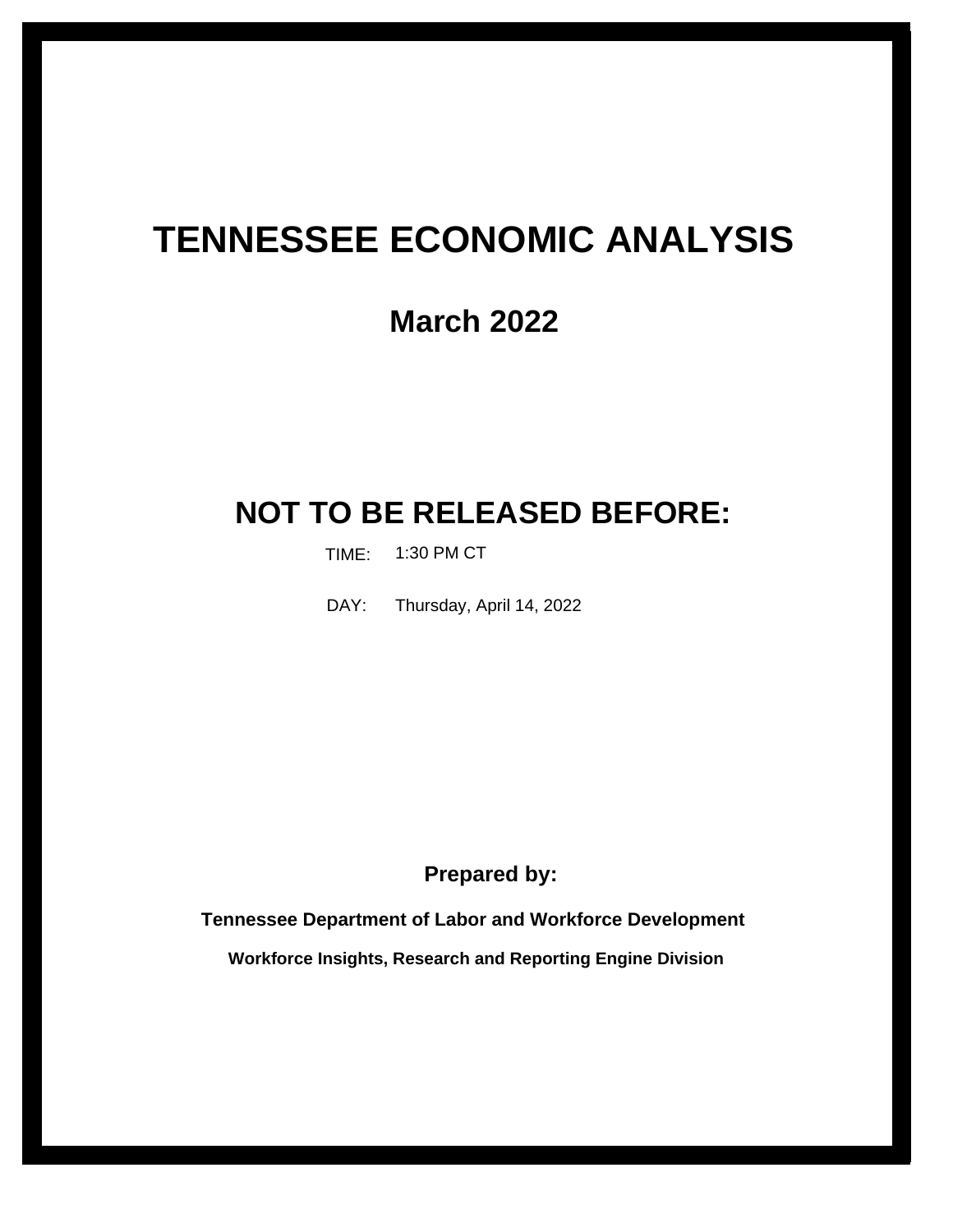# TENNESSEE ECONOMIC ANALYSIS

## March 2022

## NOT TO BE RELEASED BEFORE:

TIME: 1:30 PM CT

DAY: Thursday, April 14, 2022

**Prepared by:**

**Tennessee Department of Labor and Workforce Development**

**Workforce Insights, Research and Reporting Engine Division**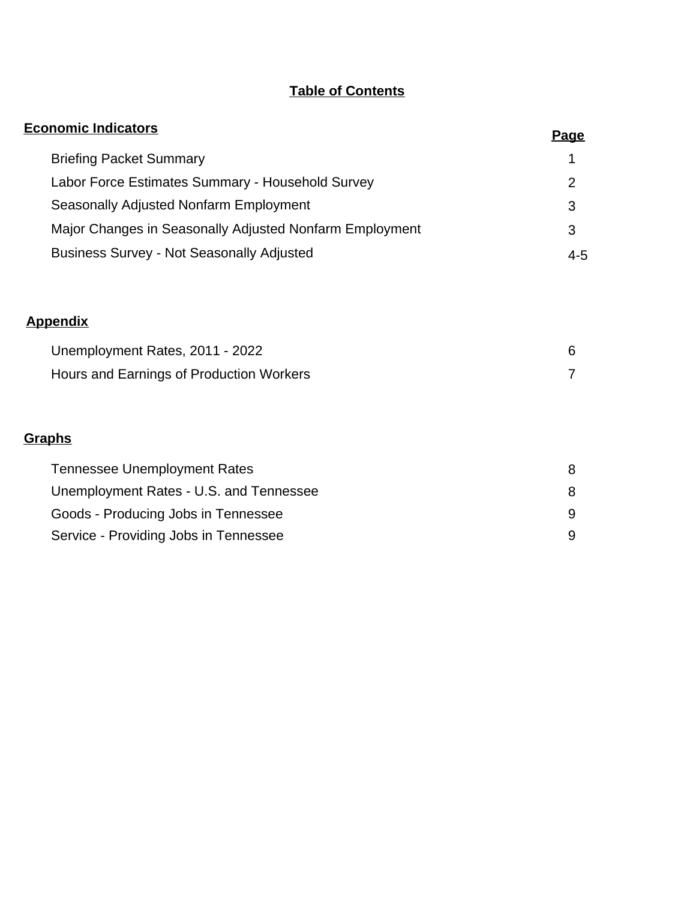# Table of Contents

| **Economic Indicators** | **Page** |
|---|---|
| Briefing Packet Summary | 1 |
| Labor Force Estimates Summary - Household Survey | 2 |
| Seasonally Adjusted Nonfarm Employment | 3 |
| Major Changes in Seasonally Adjusted Nonfarm Employment | 3 |
| Business Survey - Not Seasonally Adjusted | 4-5 |
| **Appendix** | |
| Unemployment Rates, 2011 - 2022 | 6 |
| Hours and Earnings of Production Workers | 7 |
| **Graphs** | |
| Tennessee Unemployment Rates | 8 |
| Unemployment Rates - U.S. and Tennessee | 8 |
| Goods - Producing Jobs in Tennessee | 9 |
| Service - Providing Jobs in Tennessee | 9 |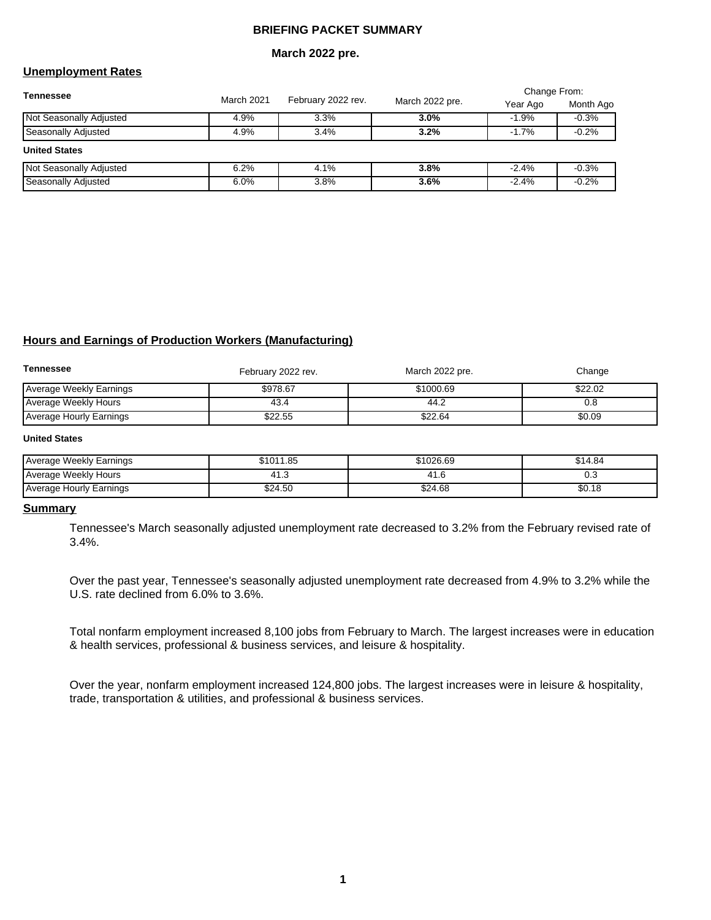# BRIEFING PACKET SUMMARY

**March 2022 pre.**

## Unemployment Rates

| Tennessee | March 2021 | February 2022 rev. | March 2022 pre. | Change From: Year Ago | Change From: Month Ago |
|---|---|---|---|---|---|
| Not Seasonally Adjusted | 4.9% | 3.3% | **3.0%** | -1.9% | -0.3% |
| Seasonally Adjusted | 4.9% | 3.4% | **3.2%** | -1.7% | -0.2% |
| **United States** | | | | | |
| Not Seasonally Adjusted | 6.2% | 4.1% | **3.8%** | -2.4% | -0.3% |
| Seasonally Adjusted | 6.0% | 3.8% | **3.6%** | -2.4% | -0.2% |

## Hours and Earnings of Production Workers (Manufacturing)

| Tennessee | February 2022 rev. | March 2022 pre. | Change |
|---|---|---|---|
| Average Weekly Earnings | $978.67 | $1000.69 | $22.02 |
| Average Weekly Hours | 43.4 | 44.2 | 0.8 |
| Average Hourly Earnings | $22.55 | $22.64 | $0.09 |
| **United States** | | | |
| Average Weekly Earnings | $1011.85 | $1026.69 | $14.84 |
| Average Weekly Hours | 41.3 | 41.6 | 0.3 |
| Average Hourly Earnings | $24.50 | $24.68 | $0.18 |

## Summary

Tennessee's March seasonally adjusted unemployment rate decreased to 3.2% from the February revised rate of 3.4%.

Over the past year, Tennessee's seasonally adjusted unemployment rate decreased from 4.9% to 3.2% while the U.S. rate declined from 6.0% to 3.6%.

Total nonfarm employment increased 8,100 jobs from February to March. The largest increases were in education & health services, professional & business services, and leisure & hospitality.

Over the year, nonfarm employment increased 124,800 jobs. The largest increases were in leisure & hospitality, trade, transportation & utilities, and professional & business services.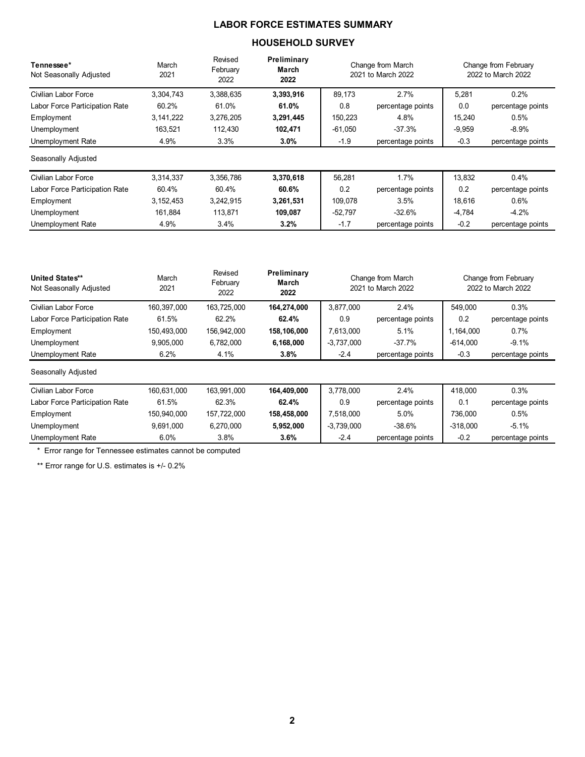# LABOR FORCE ESTIMATES SUMMARY

## HOUSEHOLD SURVEY

| **Tennessee*** Not Seasonally Adjusted | March 2021 | Revised February 2022 | **Preliminary March 2022** | Change from March 2021 to March 2022 | | Change from February 2022 to March 2022 | |
|---|---|---|---|---|---|---|---|
| Civilian Labor Force | 3,304,743 | 3,388,635 | **3,393,916** | 89,173 | 2.7% | 5,281 | 0.2% |
| Labor Force Participation Rate | 60.2% | 61.0% | **61.0%** | 0.8 | percentage points | 0.0 | percentage points |
| Employment | 3,141,222 | 3,276,205 | **3,291,445** | 150,223 | 4.8% | 15,240 | 0.5% |
| Unemployment | 163,521 | 112,430 | **102,471** | -61,050 | -37.3% | -9,959 | -8.9% |
| Unemployment Rate | 4.9% | 3.3% | **3.0%** | -1.9 | percentage points | -0.3 | percentage points |
| Seasonally Adjusted | | | | | | | |
| Civilian Labor Force | 3,314,337 | 3,356,786 | **3,370,618** | 56,281 | 1.7% | 13,832 | 0.4% |
| Labor Force Participation Rate | 60.4% | 60.4% | **60.6%** | 0.2 | percentage points | 0.2 | percentage points |
| Employment | 3,152,453 | 3,242,915 | **3,261,531** | 109,078 | 3.5% | 18,616 | 0.6% |
| Unemployment | 161,884 | 113,871 | **109,087** | -52,797 | -32.6% | -4,784 | -4.2% |
| Unemployment Rate | 4.9% | 3.4% | **3.2%** | -1.7 | percentage points | -0.2 | percentage points |

| **United States**** Not Seasonally Adjusted | March 2021 | Revised February 2022 | **Preliminary March 2022** | Change from March 2021 to March 2022 | | Change from February 2022 to March 2022 | |
|---|---|---|---|---|---|---|---|
| Civilian Labor Force | 160,397,000 | 163,725,000 | **164,274,000** | 3,877,000 | 2.4% | 549,000 | 0.3% |
| Labor Force Participation Rate | 61.5% | 62.2% | **62.4%** | 0.9 | percentage points | 0.2 | percentage points |
| Employment | 150,493,000 | 156,942,000 | **158,106,000** | 7,613,000 | 5.1% | 1,164,000 | 0.7% |
| Unemployment | 9,905,000 | 6,782,000 | **6,168,000** | -3,737,000 | -37.7% | -614,000 | -9.1% |
| Unemployment Rate | 6.2% | 4.1% | **3.8%** | -2.4 | percentage points | -0.3 | percentage points |
| Seasonally Adjusted | | | | | | | |
| Civilian Labor Force | 160,631,000 | 163,991,000 | **164,409,000** | 3,778,000 | 2.4% | 418,000 | 0.3% |
| Labor Force Participation Rate | 61.5% | 62.3% | **62.4%** | 0.9 | percentage points | 0.1 | percentage points |
| Employment | 150,940,000 | 157,722,000 | **158,458,000** | 7,518,000 | 5.0% | 736,000 | 0.5% |
| Unemployment | 9,691,000 | 6,270,000 | **5,952,000** | -3,739,000 | -38.6% | -318,000 | -5.1% |
| Unemployment Rate | 6.0% | 3.8% | **3.6%** | -2.4 | percentage points | -0.2 | percentage points |

\* Error range for Tennessee estimates cannot be computed

\** Error range for U.S. estimates is +/- 0.2%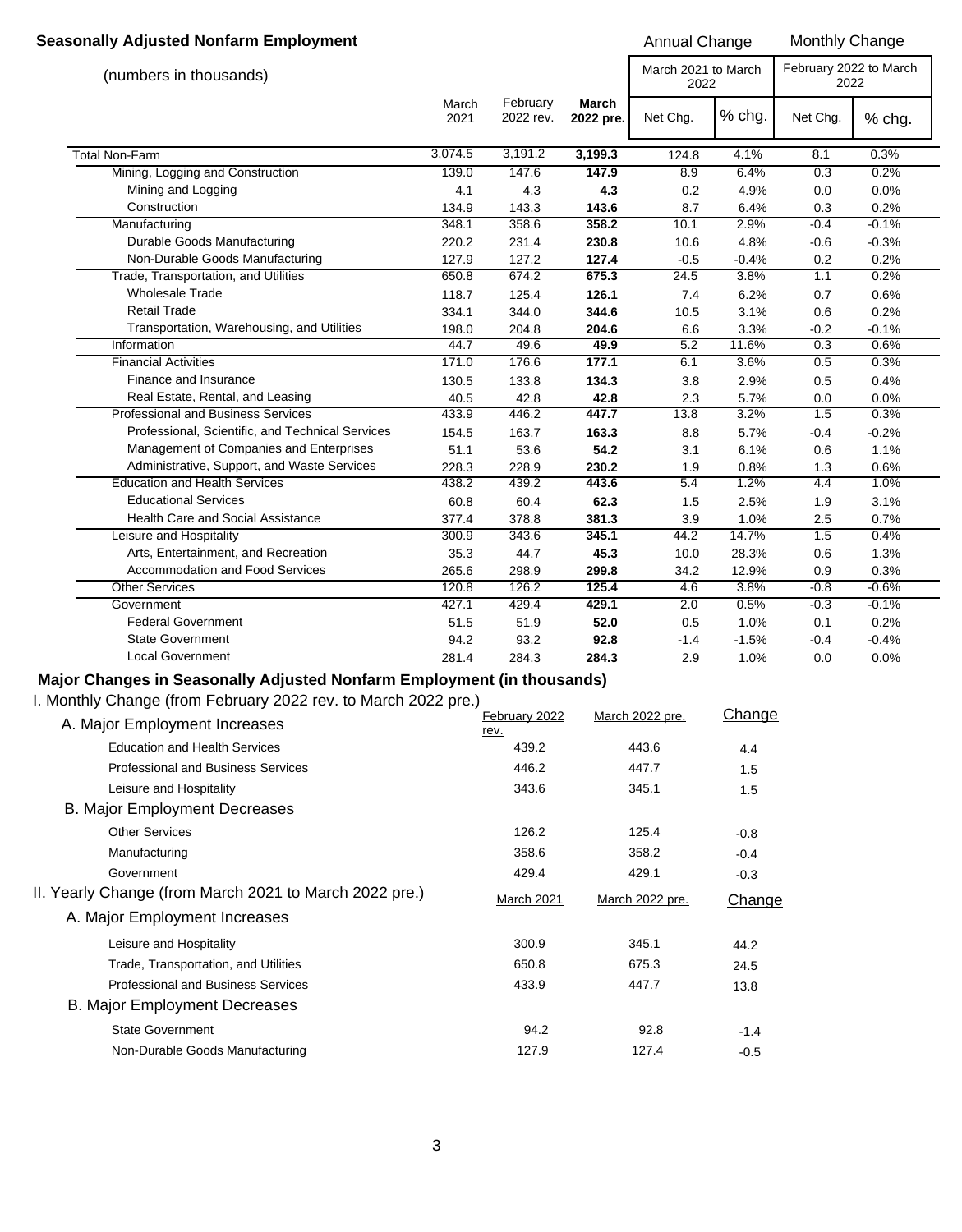## Seasonally Adjusted Nonfarm Employment

(numbers in thousands)

| | March 2021 | February 2022 rev. | **March 2022 pre.** | Annual Change: March 2021 to March 2022 Net Chg. | Annual Change: % chg. | Monthly Change: February 2022 to March 2022 Net Chg. | Monthly Change: % chg. |
|---|---|---|---|---|---|---|---|
| Total Non-Farm | 3,074.5 | 3,191.2 | **3,199.3** | 124.8 | 4.1% | 8.1 | 0.3% |
| Mining, Logging and Construction | 139.0 | 147.6 | **147.9** | 8.9 | 6.4% | 0.3 | 0.2% |
| Mining and Logging | 4.1 | 4.3 | **4.3** | 0.2 | 4.9% | 0.0 | 0.0% |
| Construction | 134.9 | 143.3 | **143.6** | 8.7 | 6.4% | 0.3 | 0.2% |
| Manufacturing | 348.1 | 358.6 | **358.2** | 10.1 | 2.9% | -0.4 | -0.1% |
| Durable Goods Manufacturing | 220.2 | 231.4 | **230.8** | 10.6 | 4.8% | -0.6 | -0.3% |
| Non-Durable Goods Manufacturing | 127.9 | 127.2 | **127.4** | -0.5 | -0.4% | 0.2 | 0.2% |
| Trade, Transportation, and Utilities | 650.8 | 674.2 | **675.3** | 24.5 | 3.8% | 1.1 | 0.2% |
| Wholesale Trade | 118.7 | 125.4 | **126.1** | 7.4 | 6.2% | 0.7 | 0.6% |
| Retail Trade | 334.1 | 344.0 | **344.6** | 10.5 | 3.1% | 0.6 | 0.2% |
| Transportation, Warehousing, and Utilities | 198.0 | 204.8 | **204.6** | 6.6 | 3.3% | -0.2 | -0.1% |
| Information | 44.7 | 49.6 | **49.9** | 5.2 | 11.6% | 0.3 | 0.6% |
| Financial Activities | 171.0 | 176.6 | **177.1** | 6.1 | 3.6% | 0.5 | 0.3% |
| Finance and Insurance | 130.5 | 133.8 | **134.3** | 3.8 | 2.9% | 0.5 | 0.4% |
| Real Estate, Rental, and Leasing | 40.5 | 42.8 | **42.8** | 2.3 | 5.7% | 0.0 | 0.0% |
| Professional and Business Services | 433.9 | 446.2 | **447.7** | 13.8 | 3.2% | 1.5 | 0.3% |
| Professional, Scientific, and Technical Services | 154.5 | 163.7 | **163.3** | 8.8 | 5.7% | -0.4 | -0.2% |
| Management of Companies and Enterprises | 51.1 | 53.6 | **54.2** | 3.1 | 6.1% | 0.6 | 1.1% |
| Administrative, Support, and Waste Services | 228.3 | 228.9 | **230.2** | 1.9 | 0.8% | 1.3 | 0.6% |
| Education and Health Services | 438.2 | 439.2 | **443.6** | 5.4 | 1.2% | 4.4 | 1.0% |
| Educational Services | 60.8 | 60.4 | **62.3** | 1.5 | 2.5% | 1.9 | 3.1% |
| Health Care and Social Assistance | 377.4 | 378.8 | **381.3** | 3.9 | 1.0% | 2.5 | 0.7% |
| Leisure and Hospitality | 300.9 | 343.6 | **345.1** | 44.2 | 14.7% | 1.5 | 0.4% |
| Arts, Entertainment, and Recreation | 35.3 | 44.7 | **45.3** | 10.0 | 28.3% | 0.6 | 1.3% |
| Accommodation and Food Services | 265.6 | 298.9 | **299.8** | 34.2 | 12.9% | 0.9 | 0.3% |
| Other Services | 120.8 | 126.2 | **125.4** | 4.6 | 3.8% | -0.8 | -0.6% |
| Government | 427.1 | 429.4 | **429.1** | 2.0 | 0.5% | -0.3 | -0.1% |
| Federal Government | 51.5 | 51.9 | **52.0** | 0.5 | 1.0% | 0.1 | 0.2% |
| State Government | 94.2 | 93.2 | **92.8** | -1.4 | -1.5% | -0.4 | -0.4% |
| Local Government | 281.4 | 284.3 | **284.3** | 2.9 | 1.0% | 0.0 | 0.0% |

## Major Changes in Seasonally Adjusted Nonfarm Employment (in thousands)

### I. Monthly Change (from February 2022 rev. to March 2022 pre.)

| A. Major Employment Increases | February 2022 rev. | March 2022 pre. | Change |
|---|---|---|---|
| Education and Health Services | 439.2 | 443.6 | 4.4 |
| Professional and Business Services | 446.2 | 447.7 | 1.5 |
| Leisure and Hospitality | 343.6 | 345.1 | 1.5 |
| **B. Major Employment Decreases** | | | |
| Other Services | 126.2 | 125.4 | -0.8 |
| Manufacturing | 358.6 | 358.2 | -0.4 |
| Government | 429.4 | 429.1 | -0.3 |

### II. Yearly Change (from March 2021 to March 2022 pre.)

| A. Major Employment Increases | March 2021 | March 2022 pre. | Change |
|---|---|---|---|
| Leisure and Hospitality | 300.9 | 345.1 | 44.2 |
| Trade, Transportation, and Utilities | 650.8 | 675.3 | 24.5 |
| Professional and Business Services | 433.9 | 447.7 | 13.8 |
| **B. Major Employment Decreases** | | | |
| State Government | 94.2 | 92.8 | -1.4 |
| Non-Durable Goods Manufacturing | 127.9 | 127.4 | -0.5 |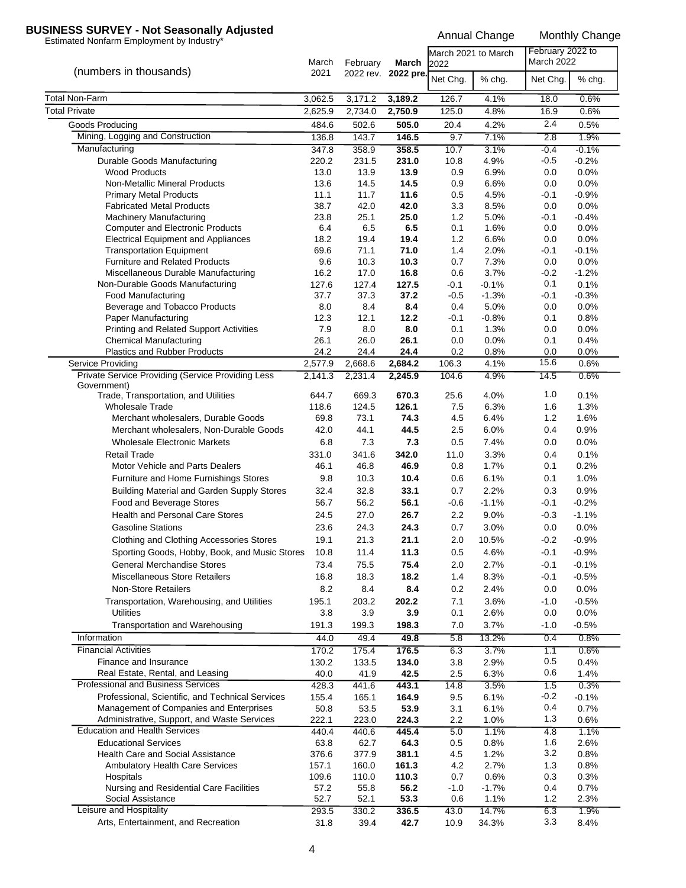# BUSINESS SURVEY - Not Seasonally Adjusted

Estimated Nonfarm Employment by Industry*

| (numbers in thousands) | March 2021 | February 2022 rev. | **March 2022 pre.** | Annual Change: March 2021 to March 2022 Net Chg. | Annual Change: March 2021 to March 2022 % chg. | Monthly Change: February 2022 to March 2022 Net Chg. | Monthly Change: February 2022 to March 2022 % chg. |
|---|---|---|---|---|---|---|---|
| Total Non-Farm | 3,062.5 | 3,171.2 | **3,189.2** | 126.7 | 4.1% | 18.0 | 0.6% |
| Total Private | 2,625.9 | 2,734.0 | **2,750.9** | 125.0 | 4.8% | 16.9 | 0.6% |
| Goods Producing | 484.6 | 502.6 | **505.0** | 20.4 | 4.2% | 2.4 | 0.5% |
| Mining, Logging and Construction | 136.8 | 143.7 | **146.5** | 9.7 | 7.1% | 2.8 | 1.9% |
| Manufacturing | 347.8 | 358.9 | **358.5** | 10.7 | 3.1% | -0.4 | -0.1% |
| Durable Goods Manufacturing | 220.2 | 231.5 | **231.0** | 10.8 | 4.9% | -0.5 | -0.2% |
| Wood Products | 13.0 | 13.9 | **13.9** | 0.9 | 6.9% | 0.0 | 0.0% |
| Non-Metallic Mineral Products | 13.6 | 14.5 | **14.5** | 0.9 | 6.6% | 0.0 | 0.0% |
| Primary Metal Products | 11.1 | 11.7 | **11.6** | 0.5 | 4.5% | -0.1 | -0.9% |
| Fabricated Metal Products | 38.7 | 42.0 | **42.0** | 3.3 | 8.5% | 0.0 | 0.0% |
| Machinery Manufacturing | 23.8 | 25.1 | **25.0** | 1.2 | 5.0% | -0.1 | -0.4% |
| Computer and Electronic Products | 6.4 | 6.5 | **6.5** | 0.1 | 1.6% | 0.0 | 0.0% |
| Electrical Equipment and Appliances | 18.2 | 19.4 | **19.4** | 1.2 | 6.6% | 0.0 | 0.0% |
| Transportation Equipment | 69.6 | 71.1 | **71.0** | 1.4 | 2.0% | -0.1 | -0.1% |
| Furniture and Related Products | 9.6 | 10.3 | **10.3** | 0.7 | 7.3% | 0.0 | 0.0% |
| Miscellaneous Durable Manufacturing | 16.2 | 17.0 | **16.8** | 0.6 | 3.7% | -0.2 | -1.2% |
| Non-Durable Goods Manufacturing | 127.6 | 127.4 | **127.5** | -0.1 | -0.1% | 0.1 | 0.1% |
| Food Manufacturing | 37.7 | 37.3 | **37.2** | -0.5 | -1.3% | -0.1 | -0.3% |
| Beverage and Tobacco Products | 8.0 | 8.4 | **8.4** | 0.4 | 5.0% | 0.0 | 0.0% |
| Paper Manufacturing | 12.3 | 12.1 | **12.2** | -0.1 | -0.8% | 0.1 | 0.8% |
| Printing and Related Support Activities | 7.9 | 8.0 | **8.0** | 0.1 | 1.3% | 0.0 | 0.0% |
| Chemical Manufacturing | 26.1 | 26.0 | **26.1** | 0.0 | 0.0% | 0.1 | 0.4% |
| Plastics and Rubber Products | 24.2 | 24.4 | **24.4** | 0.2 | 0.8% | 0.0 | 0.0% |
| Service Providing | 2,577.9 | 2,668.6 | **2,684.2** | 106.3 | 4.1% | 15.6 | 0.6% |
| Private Service Providing (Service Providing Less Government) | 2,141.3 | 2,231.4 | **2,245.9** | 104.6 | 4.9% | 14.5 | 0.6% |
| Trade, Transportation, and Utilities | 644.7 | 669.3 | **670.3** | 25.6 | 4.0% | 1.0 | 0.1% |
| Wholesale Trade | 118.6 | 124.5 | **126.1** | 7.5 | 6.3% | 1.6 | 1.3% |
| Merchant wholesalers, Durable Goods | 69.8 | 73.1 | **74.3** | 4.5 | 6.4% | 1.2 | 1.6% |
| Merchant wholesalers, Non-Durable Goods | 42.0 | 44.1 | **44.5** | 2.5 | 6.0% | 0.4 | 0.9% |
| Wholesale Electronic Markets | 6.8 | 7.3 | **7.3** | 0.5 | 7.4% | 0.0 | 0.0% |
| Retail Trade | 331.0 | 341.6 | **342.0** | 11.0 | 3.3% | 0.4 | 0.1% |
| Motor Vehicle and Parts Dealers | 46.1 | 46.8 | **46.9** | 0.8 | 1.7% | 0.1 | 0.2% |
| Furniture and Home Furnishings Stores | 9.8 | 10.3 | **10.4** | 0.6 | 6.1% | 0.1 | 1.0% |
| Building Material and Garden Supply Stores | 32.4 | 32.8 | **33.1** | 0.7 | 2.2% | 0.3 | 0.9% |
| Food and Beverage Stores | 56.7 | 56.2 | **56.1** | -0.6 | -1.1% | -0.1 | -0.2% |
| Health and Personal Care Stores | 24.5 | 27.0 | **26.7** | 2.2 | 9.0% | -0.3 | -1.1% |
| Gasoline Stations | 23.6 | 24.3 | **24.3** | 0.7 | 3.0% | 0.0 | 0.0% |
| Clothing and Clothing Accessories Stores | 19.1 | 21.3 | **21.1** | 2.0 | 10.5% | -0.2 | -0.9% |
| Sporting Goods, Hobby, Book, and Music Stores | 10.8 | 11.4 | **11.3** | 0.5 | 4.6% | -0.1 | -0.9% |
| General Merchandise Stores | 73.4 | 75.5 | **75.4** | 2.0 | 2.7% | -0.1 | -0.1% |
| Miscellaneous Store Retailers | 16.8 | 18.3 | **18.2** | 1.4 | 8.3% | -0.1 | -0.5% |
| Non-Store Retailers | 8.2 | 8.4 | **8.4** | 0.2 | 2.4% | 0.0 | 0.0% |
| Transportation, Warehousing, and Utilities | 195.1 | 203.2 | **202.2** | 7.1 | 3.6% | -1.0 | -0.5% |
| Utilities | 3.8 | 3.9 | **3.9** | 0.1 | 2.6% | 0.0 | 0.0% |
| Transportation and Warehousing | 191.3 | 199.3 | **198.3** | 7.0 | 3.7% | -1.0 | -0.5% |
| Information | 44.0 | 49.4 | **49.8** | 5.8 | 13.2% | 0.4 | 0.8% |
| Financial Activities | 170.2 | 175.4 | **176.5** | 6.3 | 3.7% | 1.1 | 0.6% |
| Finance and Insurance | 130.2 | 133.5 | **134.0** | 3.8 | 2.9% | 0.5 | 0.4% |
| Real Estate, Rental, and Leasing | 40.0 | 41.9 | **42.5** | 2.5 | 6.3% | 0.6 | 1.4% |
| Professional and Business Services | 428.3 | 441.6 | **443.1** | 14.8 | 3.5% | 1.5 | 0.3% |
| Professional, Scientific, and Technical Services | 155.4 | 165.1 | **164.9** | 9.5 | 6.1% | -0.2 | -0.1% |
| Management of Companies and Enterprises | 50.8 | 53.5 | **53.9** | 3.1 | 6.1% | 0.4 | 0.7% |
| Administrative, Support, and Waste Services | 222.1 | 223.0 | **224.3** | 2.2 | 1.0% | 1.3 | 0.6% |
| Education and Health Services | 440.4 | 440.6 | **445.4** | 5.0 | 1.1% | 4.8 | 1.1% |
| Educational Services | 63.8 | 62.7 | **64.3** | 0.5 | 0.8% | 1.6 | 2.6% |
| Health Care and Social Assistance | 376.6 | 377.9 | **381.1** | 4.5 | 1.2% | 3.2 | 0.8% |
| Ambulatory Health Care Services | 157.1 | 160.0 | **161.3** | 4.2 | 2.7% | 1.3 | 0.8% |
| Hospitals | 109.6 | 110.0 | **110.3** | 0.7 | 0.6% | 0.3 | 0.3% |
| Nursing and Residential Care Facilities | 57.2 | 55.8 | **56.2** | -1.0 | -1.7% | 0.4 | 0.7% |
| Social Assistance | 52.7 | 52.1 | **53.3** | 0.6 | 1.1% | 1.2 | 2.3% |
| Leisure and Hospitality | 293.5 | 330.2 | **336.5** | 43.0 | 14.7% | 6.3 | 1.9% |
| Arts, Entertainment, and Recreation | 31.8 | 39.4 | **42.7** | 10.9 | 34.3% | 3.3 | 8.4% |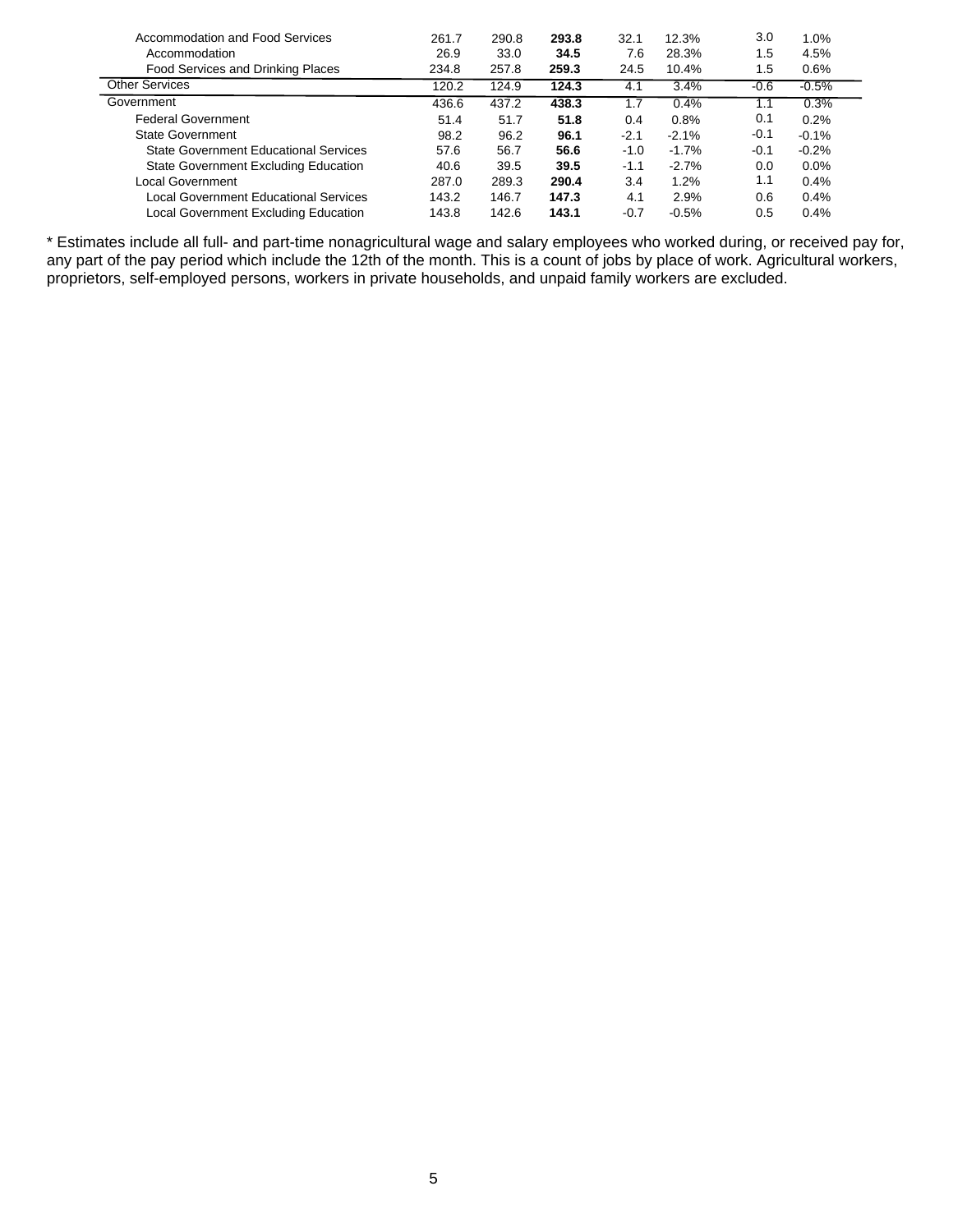| | | | | | | | |
|---|---|---|---|---|---|---|---|
| Accommodation and Food Services | 261.7 | 290.8 | **293.8** | 32.1 | 12.3% | 3.0 | 1.0% |
| Accommodation | 26.9 | 33.0 | **34.5** | 7.6 | 28.3% | 1.5 | 4.5% |
| Food Services and Drinking Places | 234.8 | 257.8 | **259.3** | 24.5 | 10.4% | 1.5 | 0.6% |
| Other Services | 120.2 | 124.9 | **124.3** | 4.1 | 3.4% | -0.6 | -0.5% |
| Government | 436.6 | 437.2 | **438.3** | 1.7 | 0.4% | 1.1 | 0.3% |
| Federal Government | 51.4 | 51.7 | **51.8** | 0.4 | 0.8% | 0.1 | 0.2% |
| State Government | 98.2 | 96.2 | **96.1** | -2.1 | -2.1% | -0.1 | -0.1% |
| State Government Educational Services | 57.6 | 56.7 | **56.6** | -1.0 | -1.7% | -0.1 | -0.2% |
| State Government Excluding Education | 40.6 | 39.5 | **39.5** | -1.1 | -2.7% | 0.0 | 0.0% |
| Local Government | 287.0 | 289.3 | **290.4** | 3.4 | 1.2% | 1.1 | 0.4% |
| Local Government Educational Services | 143.2 | 146.7 | **147.3** | 4.1 | 2.9% | 0.6 | 0.4% |
| Local Government Excluding Education | 143.8 | 142.6 | **143.1** | -0.7 | -0.5% | 0.5 | 0.4% |

* Estimates include all full- and part-time nonagricultural wage and salary employees who worked during, or received pay for, any part of the pay period which include the 12th of the month. This is a count of jobs by place of work. Agricultural workers, proprietors, self-employed persons, workers in private households, and unpaid family workers are excluded.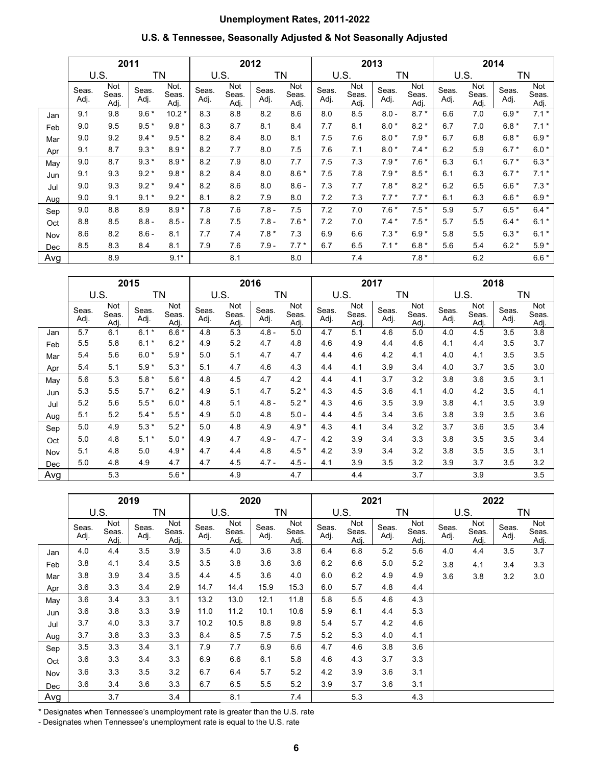## Unemployment Rates, 2011-2022

### U.S. & Tennessee, Seasonally Adjusted & Not Seasonally Adjusted

| | 2011 | | | | 2012 | | | | 2013 | | | | 2014 | | | |
|---|---|---|---|---|---|---|---|---|---|---|---|---|---|---|---|---|
| | U.S. | | TN | | U.S. | | TN | | U.S. | | TN | | U.S. | | TN | |
| | Seas. Adj. | Not Seas. Adj. | Seas. Adj. | Not. Seas. Adj. | Seas. Adj. | Not Seas. Adj. | Seas. Adj. | Not Seas. Adj. | Seas. Adj. | Not Seas. Adj. | Seas. Adj. | Not Seas. Adj. | Seas. Adj. | Not Seas. Adj. | Seas. Adj. | Not Seas. Adj. |
| Jan | 9.1 | 9.8 | 9.6 * | 10.2 * | 8.3 | 8.8 | 8.2 | 8.6 | 8.0 | 8.5 | 8.0 - | 8.7 * | 6.6 | 7.0 | 6.9 * | 7.1 * |
| Feb | 9.0 | 9.5 | 9.5 * | 9.8 * | 8.3 | 8.7 | 8.1 | 8.4 | 7.7 | 8.1 | 8.0 * | 8.2 * | 6.7 | 7.0 | 6.8 * | 7.1 * |
| Mar | 9.0 | 9.2 | 9.4 * | 9.5 * | 8.2 | 8.4 | 8.0 | 8.1 | 7.5 | 7.6 | 8.0 * | 7.9 * | 6.7 | 6.8 | 6.8 * | 6.9 * |
| Apr | 9.1 | 8.7 | 9.3 * | 8.9 * | 8.2 | 7.7 | 8.0 | 7.5 | 7.6 | 7.1 | 8.0 * | 7.4 * | 6.2 | 5.9 | 6.7 * | 6.0 * |
| May | 9.0 | 8.7 | 9.3 * | 8.9 * | 8.2 | 7.9 | 8.0 | 7.7 | 7.5 | 7.3 | 7.9 * | 7.6 * | 6.3 | 6.1 | 6.7 * | 6.3 * |
| Jun | 9.1 | 9.3 | 9.2 * | 9.8 * | 8.2 | 8.4 | 8.0 | 8.6 * | 7.5 | 7.8 | 7.9 * | 8.5 * | 6.1 | 6.3 | 6.7 * | 7.1 * |
| Jul | 9.0 | 9.3 | 9.2 * | 9.4 * | 8.2 | 8.6 | 8.0 | 8.6 - | 7.3 | 7.7 | 7.8 * | 8.2 * | 6.2 | 6.5 | 6.6 * | 7.3 * |
| Aug | 9.0 | 9.1 | 9.1 * | 9.2 * | 8.1 | 8.2 | 7.9 | 8.0 | 7.2 | 7.3 | 7.7 * | 7.7 * | 6.1 | 6.3 | 6.6 * | 6.9 * |
| Sep | 9.0 | 8.8 | 8.9 | 8.9 * | 7.8 | 7.6 | 7.8 - | 7.5 | 7.2 | 7.0 | 7.6 * | 7.5 * | 5.9 | 5.7 | 6.5 * | 6.4 * |
| Oct | 8.8 | 8.5 | 8.8 - | 8.5 - | 7.8 | 7.5 | 7.8 - | 7.6 * | 7.2 | 7.0 | 7.4 * | 7.5 * | 5.7 | 5.5 | 6.4 * | 6.1 * |
| Nov | 8.6 | 8.2 | 8.6 - | 8.1 | 7.7 | 7.4 | 7.8 * | 7.3 | 6.9 | 6.6 | 7.3 * | 6.9 * | 5.8 | 5.5 | 6.3 * | 6.1 * |
| Dec | 8.5 | 8.3 | 8.4 | 8.1 | 7.9 | 7.6 | 7.9 - | 7.7 * | 6.7 | 6.5 | 7.1 * | 6.8 * | 5.6 | 5.4 | 6.2 * | 5.9 * |
| Avg | | 8.9 | | 9.1* | | 8.1 | | 8.0 | | 7.4 | | 7.8 * | | 6.2 | | 6.6 * |

| | 2015 | | | | 2016 | | | | 2017 | | | | 2018 | | | |
|---|---|---|---|---|---|---|---|---|---|---|---|---|---|---|---|---|
| | U.S. | | TN | | U.S. | | TN | | U.S. | | TN | | U.S. | | TN | |
| | Seas. Adj. | Not Seas. Adj. | Seas. Adj. | Not Seas. Adj. | Seas. Adj. | Not Seas. Adj. | Seas. Adj. | Not Seas. Adj. | Seas. Adj. | Not Seas. Adj. | Seas. Adj. | Not Seas. Adj. | Seas. Adj. | Not Seas. Adj. | Seas. Adj. | Not Seas. Adj. |
| Jan | 5.7 | 6.1 | 6.1 * | 6.6 * | 4.8 | 5.3 | 4.8 - | 5.0 | 4.7 | 5.1 | 4.6 | 5.0 | 4.0 | 4.5 | 3.5 | 3.8 |
| Feb | 5.5 | 5.8 | 6.1 * | 6.2 * | 4.9 | 5.2 | 4.7 | 4.8 | 4.6 | 4.9 | 4.4 | 4.6 | 4.1 | 4.4 | 3.5 | 3.7 |
| Mar | 5.4 | 5.6 | 6.0 * | 5.9 * | 5.0 | 5.1 | 4.7 | 4.7 | 4.4 | 4.6 | 4.2 | 4.1 | 4.0 | 4.1 | 3.5 | 3.5 |
| Apr | 5.4 | 5.1 | 5.9 * | 5.3 * | 5.1 | 4.7 | 4.6 | 4.3 | 4.4 | 4.1 | 3.9 | 3.4 | 4.0 | 3.7 | 3.5 | 3.0 |
| May | 5.6 | 5.3 | 5.8 * | 5.6 * | 4.8 | 4.5 | 4.7 | 4.2 | 4.4 | 4.1 | 3.7 | 3.2 | 3.8 | 3.6 | 3.5 | 3.1 |
| Jun | 5.3 | 5.5 | 5.7 * | 6.2 * | 4.9 | 5.1 | 4.7 | 5.2 * | 4.3 | 4.5 | 3.6 | 4.1 | 4.0 | 4.2 | 3.5 | 4.1 |
| Jul | 5.2 | 5.6 | 5.5 * | 6.0 * | 4.8 | 5.1 | 4.8 - | 5.2 * | 4.3 | 4.6 | 3.5 | 3.9 | 3.8 | 4.1 | 3.5 | 3.9 |
| Aug | 5.1 | 5.2 | 5.4 * | 5.5 * | 4.9 | 5.0 | 4.8 | 5.0 - | 4.4 | 4.5 | 3.4 | 3.6 | 3.8 | 3.9 | 3.5 | 3.6 |
| Sep | 5.0 | 4.9 | 5.3 * | 5.2 * | 5.0 | 4.8 | 4.9 | 4.9 * | 4.3 | 4.1 | 3.4 | 3.2 | 3.7 | 3.6 | 3.5 | 3.4 |
| Oct | 5.0 | 4.8 | 5.1 * | 5.0 * | 4.9 | 4.7 | 4.9 - | 4.7 - | 4.2 | 3.9 | 3.4 | 3.3 | 3.8 | 3.5 | 3.5 | 3.4 |
| Nov | 5.1 | 4.8 | 5.0 | 4.9 * | 4.7 | 4.4 | 4.8 | 4.5 * | 4.2 | 3.9 | 3.4 | 3.2 | 3.8 | 3.5 | 3.5 | 3.1 |
| Dec | 5.0 | 4.8 | 4.9 | 4.7 | 4.7 | 4.5 | 4.7 - | 4.5 - | 4.1 | 3.9 | 3.5 | 3.2 | 3.9 | 3.7 | 3.5 | 3.2 |
| Avg | | 5.3 | | 5.6 * | | 4.9 | | 4.7 | | 4.4 | | 3.7 | | 3.9 | | 3.5 |

| | 2019 | | | | 2020 | | | | 2021 | | | | 2022 | | | |
|---|---|---|---|---|---|---|---|---|---|---|---|---|---|---|---|---|
| | U.S. | | TN | | U.S. | | TN | | U.S. | | TN | | U.S. | | TN | |
| | Seas. Adj. | Not Seas. Adj. | Seas. Adj. | Not Seas. Adj. | Seas. Adj. | Not Seas. Adj. | Seas. Adj. | Not Seas. Adj. | Seas. Adj. | Not Seas. Adj. | Seas. Adj. | Not Seas. Adj. | Seas. Adj. | Not Seas. Adj. | Seas. Adj. | Not Seas. Adj. |
| Jan | 4.0 | 4.4 | 3.5 | 3.9 | 3.5 | 4.0 | 3.6 | 3.8 | 6.4 | 6.8 | 5.2 | 5.6 | 4.0 | 4.4 | 3.5 | 3.7 |
| Feb | 3.8 | 4.1 | 3.4 | 3.5 | 3.5 | 3.8 | 3.6 | 3.6 | 6.2 | 6.6 | 5.0 | 5.2 | 3.8 | 4.1 | 3.4 | 3.3 |
| Mar | 3.8 | 3.9 | 3.4 | 3.5 | 4.4 | 4.5 | 3.6 | 4.0 | 6.0 | 6.2 | 4.9 | 4.9 | 3.6 | 3.8 | 3.2 | 3.0 |
| Apr | 3.6 | 3.3 | 3.4 | 2.9 | 14.7 | 14.4 | 15.9 | 15.3 | 6.0 | 5.7 | 4.8 | 4.4 | | | | |
| May | 3.6 | 3.4 | 3.3 | 3.1 | 13.2 | 13.0 | 12.1 | 11.8 | 5.8 | 5.5 | 4.6 | 4.3 | | | | |
| Jun | 3.6 | 3.8 | 3.3 | 3.9 | 11.0 | 11.2 | 10.1 | 10.6 | 5.9 | 6.1 | 4.4 | 5.3 | | | | |
| Jul | 3.7 | 4.0 | 3.3 | 3.7 | 10.2 | 10.5 | 8.8 | 9.8 | 5.4 | 5.7 | 4.2 | 4.6 | | | | |
| Aug | 3.7 | 3.8 | 3.3 | 3.3 | 8.4 | 8.5 | 7.5 | 7.5 | 5.2 | 5.3 | 4.0 | 4.1 | | | | |
| Sep | 3.5 | 3.3 | 3.4 | 3.1 | 7.9 | 7.7 | 6.9 | 6.6 | 4.7 | 4.6 | 3.8 | 3.6 | | | | |
| Oct | 3.6 | 3.3 | 3.4 | 3.3 | 6.9 | 6.6 | 6.1 | 5.8 | 4.6 | 4.3 | 3.7 | 3.3 | | | | |
| Nov | 3.6 | 3.3 | 3.5 | 3.2 | 6.7 | 6.4 | 5.7 | 5.2 | 4.2 | 3.9 | 3.6 | 3.1 | | | | |
| Dec | 3.6 | 3.4 | 3.6 | 3.3 | 6.7 | 6.5 | 5.5 | 5.2 | 3.9 | 3.7 | 3.6 | 3.1 | | | | |
| Avg | | 3.7 | | 3.4 | | 8.1 | | 7.4 | | 5.3 | | 4.3 | | | | |

* Designates when Tennessee's unemployment rate is greater than the U.S. rate
- Designates when Tennessee's unemployment rate is equal to the U.S. rate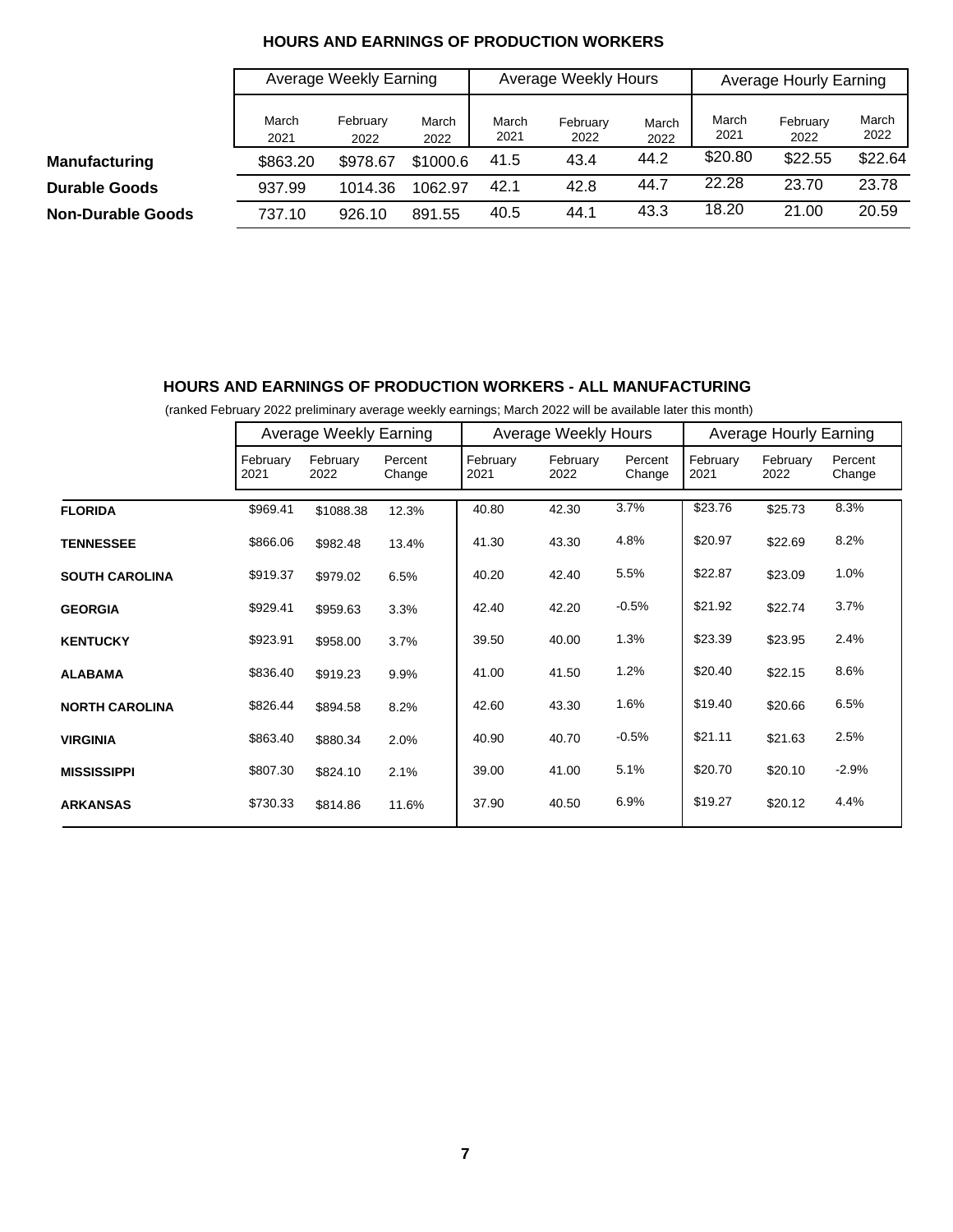## HOURS AND EARNINGS OF PRODUCTION WORKERS

| | Average Weekly Earning | | | Average Weekly Hours | | | Average Hourly Earning | | |
|---|---|---|---|---|---|---|---|---|---|
| | March 2021 | February 2022 | March 2022 | March 2021 | February 2022 | March 2022 | March 2021 | February 2022 | March 2022 |
| **Manufacturing** | $863.20 | $978.67 | $1000.6 | 41.5 | 43.4 | 44.2 | $20.80 | $22.55 | $22.64 |
| **Durable Goods** | 937.99 | 1014.36 | 1062.97 | 42.1 | 42.8 | 44.7 | 22.28 | 23.70 | 23.78 |
| **Non-Durable Goods** | 737.10 | 926.10 | 891.55 | 40.5 | 44.1 | 43.3 | 18.20 | 21.00 | 20.59 |

## HOURS AND EARNINGS OF PRODUCTION WORKERS - ALL MANUFACTURING

(ranked February 2022 preliminary average weekly earnings; March 2022 will be available later this month)

| | Average Weekly Earning | | | Average Weekly Hours | | | Average Hourly Earning | | |
|---|---|---|---|---|---|---|---|---|---|
| | February 2021 | February 2022 | Percent Change | February 2021 | February 2022 | Percent Change | February 2021 | February 2022 | Percent Change |
| **FLORIDA** | $969.41 | $1088.38 | 12.3% | 40.80 | 42.30 | 3.7% | $23.76 | $25.73 | 8.3% |
| **TENNESSEE** | $866.06 | $982.48 | 13.4% | 41.30 | 43.30 | 4.8% | $20.97 | $22.69 | 8.2% |
| **SOUTH CAROLINA** | $919.37 | $979.02 | 6.5% | 40.20 | 42.40 | 5.5% | $22.87 | $23.09 | 1.0% |
| **GEORGIA** | $929.41 | $959.63 | 3.3% | 42.40 | 42.20 | -0.5% | $21.92 | $22.74 | 3.7% |
| **KENTUCKY** | $923.91 | $958.00 | 3.7% | 39.50 | 40.00 | 1.3% | $23.39 | $23.95 | 2.4% |
| **ALABAMA** | $836.40 | $919.23 | 9.9% | 41.00 | 41.50 | 1.2% | $20.40 | $22.15 | 8.6% |
| **NORTH CAROLINA** | $826.44 | $894.58 | 8.2% | 42.60 | 43.30 | 1.6% | $19.40 | $20.66 | 6.5% |
| **VIRGINIA** | $863.40 | $880.34 | 2.0% | 40.90 | 40.70 | -0.5% | $21.11 | $21.63 | 2.5% |
| **MISSISSIPPI** | $807.30 | $824.10 | 2.1% | 39.00 | 41.00 | 5.1% | $20.70 | $20.10 | -2.9% |
| **ARKANSAS** | $730.33 | $814.86 | 11.6% | 37.90 | 40.50 | 6.9% | $19.27 | $20.12 | 4.4% |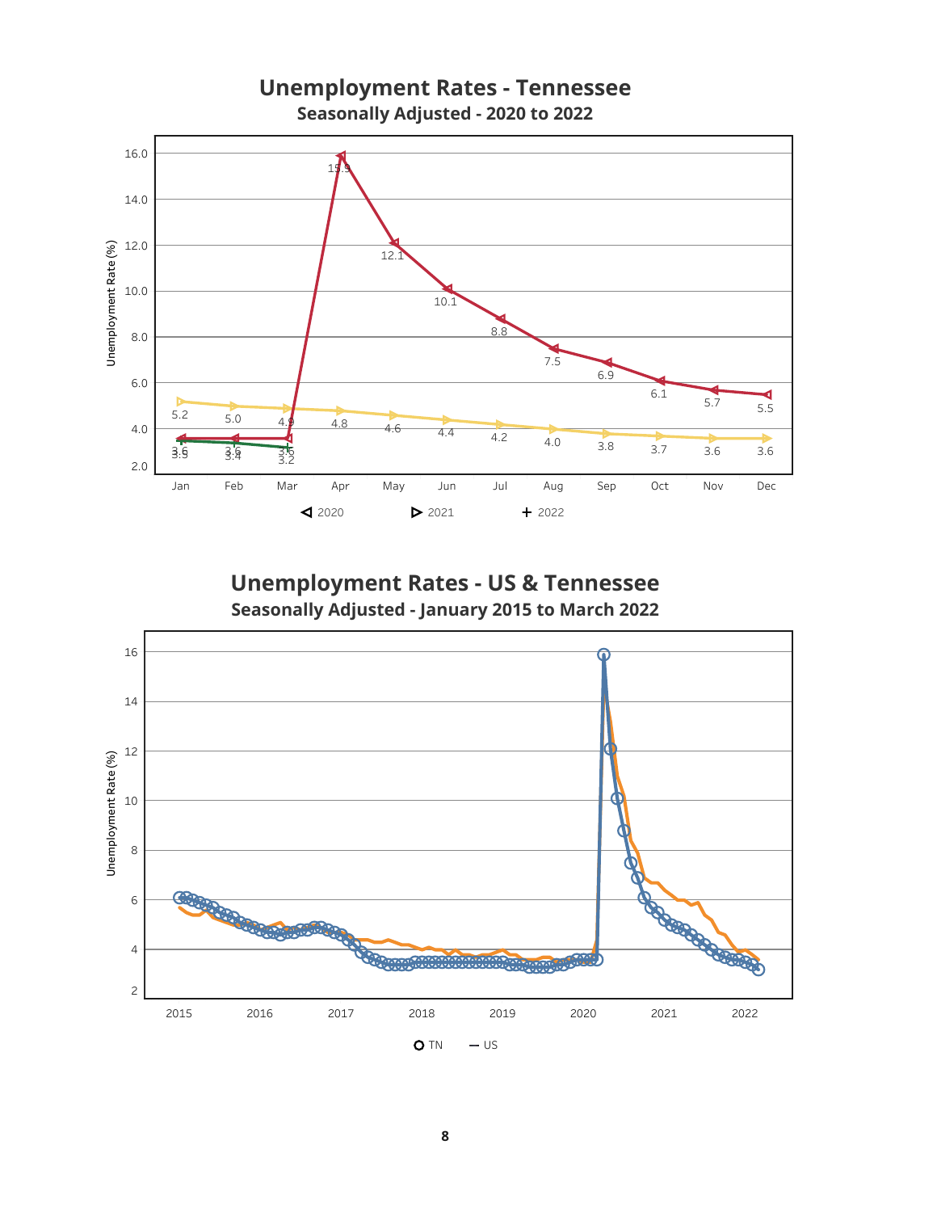## Unemployment Rates - Tennessee

### Seasonally Adjusted - 2020 to 2022

Unemployment Rate (%)

| Month | 2020 | 2021 | 2022 |
|---|---|---|---|
| Jan | 3.5 | 5.2 | 3.6 |
| Feb | 3.4 | 5.0 | 3.6 |
| Mar | 3.5 | 4.9 | 3.2 |
| Apr | 15.9 | 4.8 | |
| May | 12.1 | 4.6 | |
| Jun | 10.1 | 4.4 | |
| Jul | 8.8 | 4.2 | |
| Aug | 7.5 | 4.0 | |
| Sep | 6.9 | 3.8 | |
| Oct | 6.1 | 3.7 | |
| Nov | 5.7 | 3.6 | |
| Dec | 5.5 | 3.6 | |

## Unemployment Rates - US & Tennessee

### Seasonally Adjusted - January 2015 to March 2022

Unemployment Rate (%)

Legend: TN, US

X-axis: 2015, 2016, 2017, 2018, 2019, 2020, 2021, 2022

Y-axis: 2, 4, 6, 8, 10, 12, 14, 16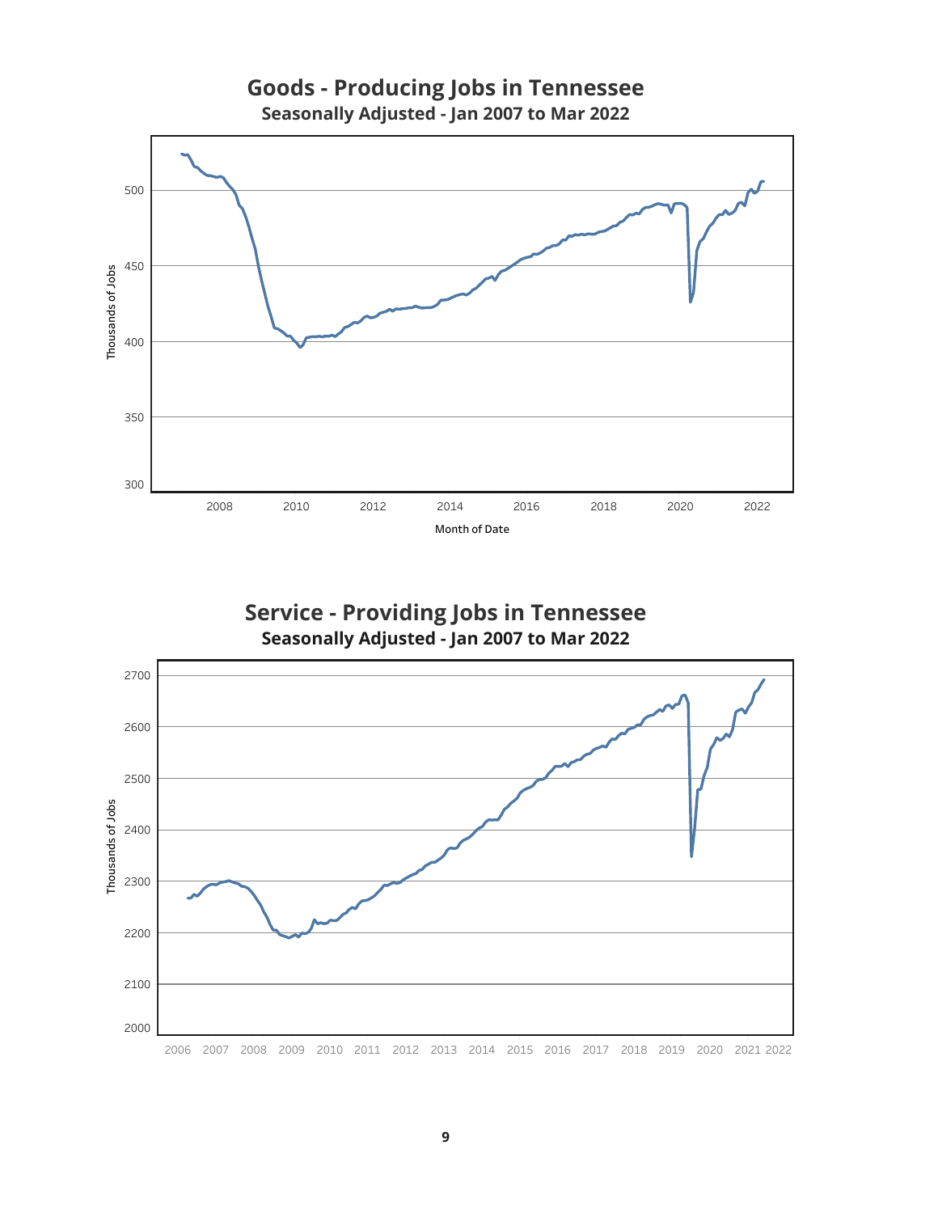## Goods - Producing Jobs in Tennessee

**Seasonally Adjusted - Jan 2007 to Mar 2022**

Thousands of Jobs

500
450
400
350
300

2008 2010 2012 2014 2016 2018 2020 2022

Month of Date

## Service - Providing Jobs in Tennessee

**Seasonally Adjusted - Jan 2007 to Mar 2022**

Thousands of Jobs

2700
2600
2500
2400
2300
2200
2100
2000

2006 2007 2008 2009 2010 2011 2012 2013 2014 2015 2016 2017 2018 2019 2020 2021 2022